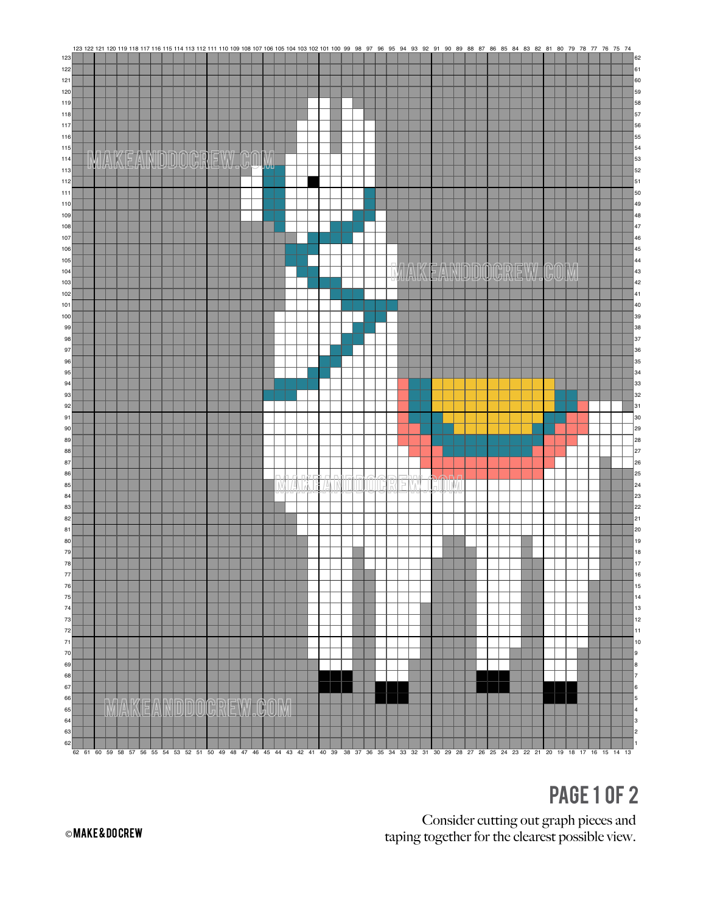Consider cutting out graph pieces and taping together for the clearest possible view.

©MAKE&DOCREW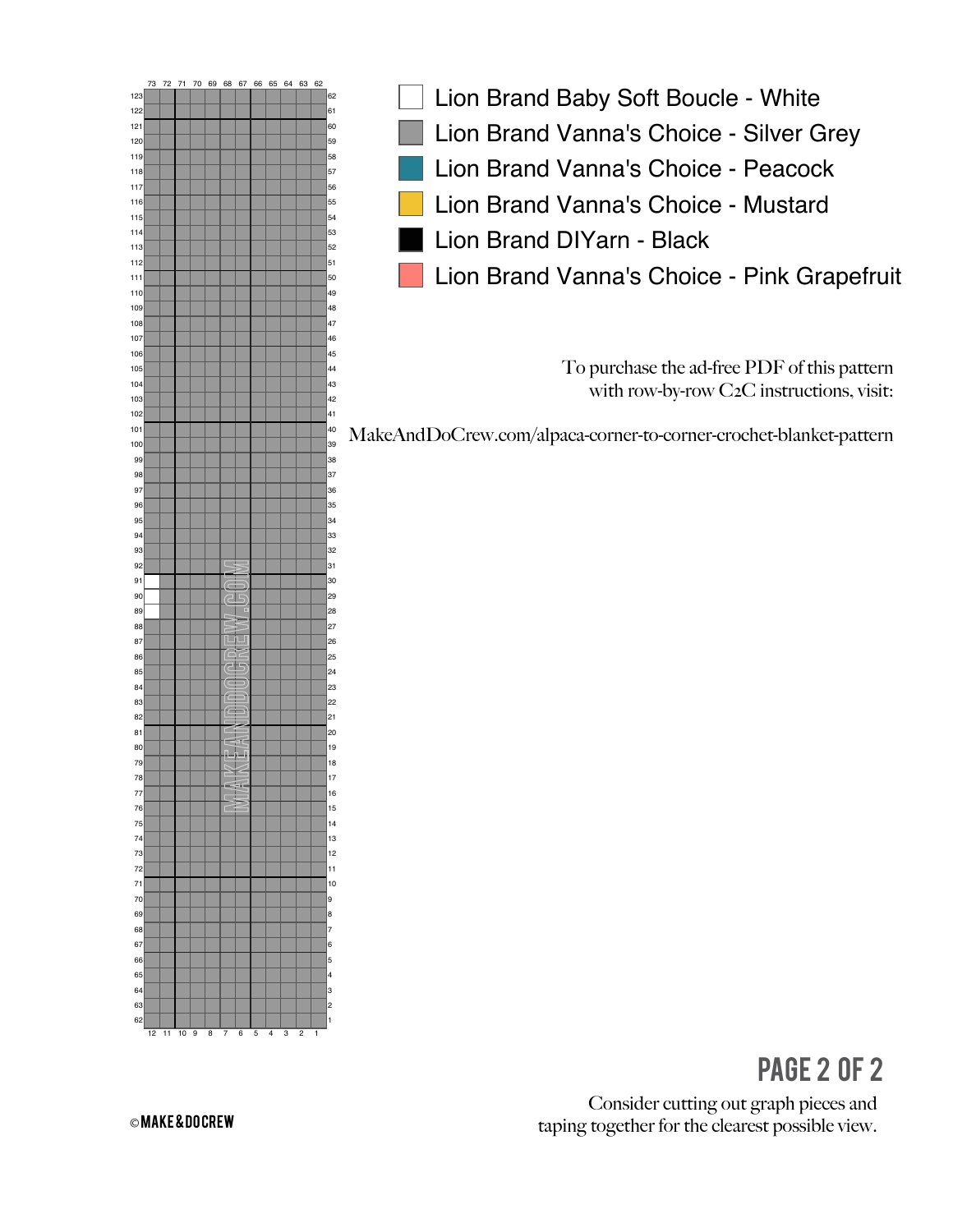- Lion Brand Baby Soft Boucle - White
- Lion Brand Vanna's Choice - Silver Grey
- Lion Brand Vanna's Choice - Peacock
- Lion Brand Vanna's Choice - Mustard
- Lion Brand DIYarn - Black
- Lion Brand Vanna's Choice - Pink Grapefruit

To purchase the ad-free PDF of this pattern with row-by-row C2C instructions, visit:

MakeAndDoCrew.com/alpaca-corner-to-corner-crochet-blanket-pattern

Consider cutting out graph pieces and taping together for the clearest possible view.

©MAKE&DOCREW